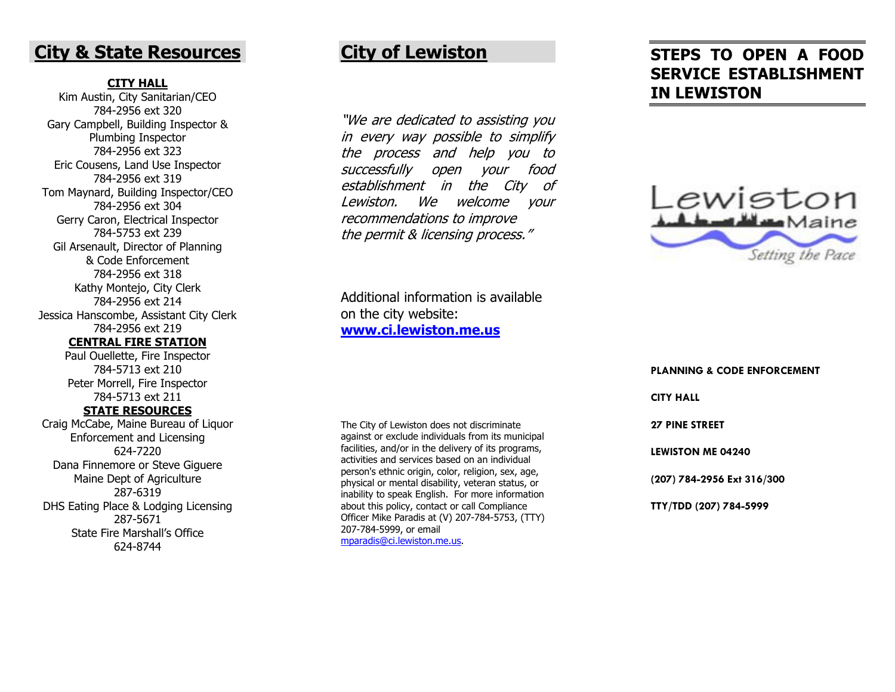## City & State Resources

**CITY HALL**

Kim Austin, City Sanitarian/CEO
784-2956 ext 320

Gary Campbell, Building Inspector & Plumbing Inspector
784-2956 ext 323

Eric Cousens, Land Use Inspector
784-2956 ext 319

Tom Maynard, Building Inspector/CEO
784-2956 ext 304

Gerry Caron, Electrical Inspector
784-5753 ext 239

Gil Arsenault, Director of Planning & Code Enforcement
784-2956 ext 318

Kathy Montejo, City Clerk
784-2956 ext 214

Jessica Hanscombe, Assistant City Clerk
784-2956 ext 219

**CENTRAL FIRE STATION**

Paul Ouellette, Fire Inspector
784-5713 ext 210

Peter Morrell, Fire Inspector
784-5713 ext 211

**STATE RESOURCES**

Craig McCabe, Maine Bureau of Liquor Enforcement and Licensing
624-7220

Dana Finnemore or Steve Giguere
Maine Dept of Agriculture
287-6319

DHS Eating Place & Lodging Licensing
287-5671

State Fire Marshall's Office
624-8744

## City of Lewiston

*"We are dedicated to assisting you in every way possible to simplify the process and help you to successfully open your food establishment in the City of Lewiston. We welcome your recommendations to improve the permit & licensing process."*

Additional information is available on the city website:
**www.ci.lewiston.me.us**

The City of Lewiston does not discriminate against or exclude individuals from its municipal facilities, and/or in the delivery of its programs, activities and services based on an individual person's ethnic origin, color, religion, sex, age, physical or mental disability, veteran status, or inability to speak English. For more information about this policy, contact or call Compliance Officer Mike Paradis at (V) 207-784-5753, (TTY) 207-784-5999, or email mparadis@ci.lewiston.me.us.

# STEPS TO OPEN A FOOD SERVICE ESTABLISHMENT IN LEWISTON

Lewiston Maine
*Setting the Pace*

**PLANNING & CODE ENFORCEMENT**

**CITY HALL**

**27 PINE STREET**

**LEWISTON ME 04240**

**(207) 784-2956 Ext 316/300**

**TTY/TDD (207) 784-5999**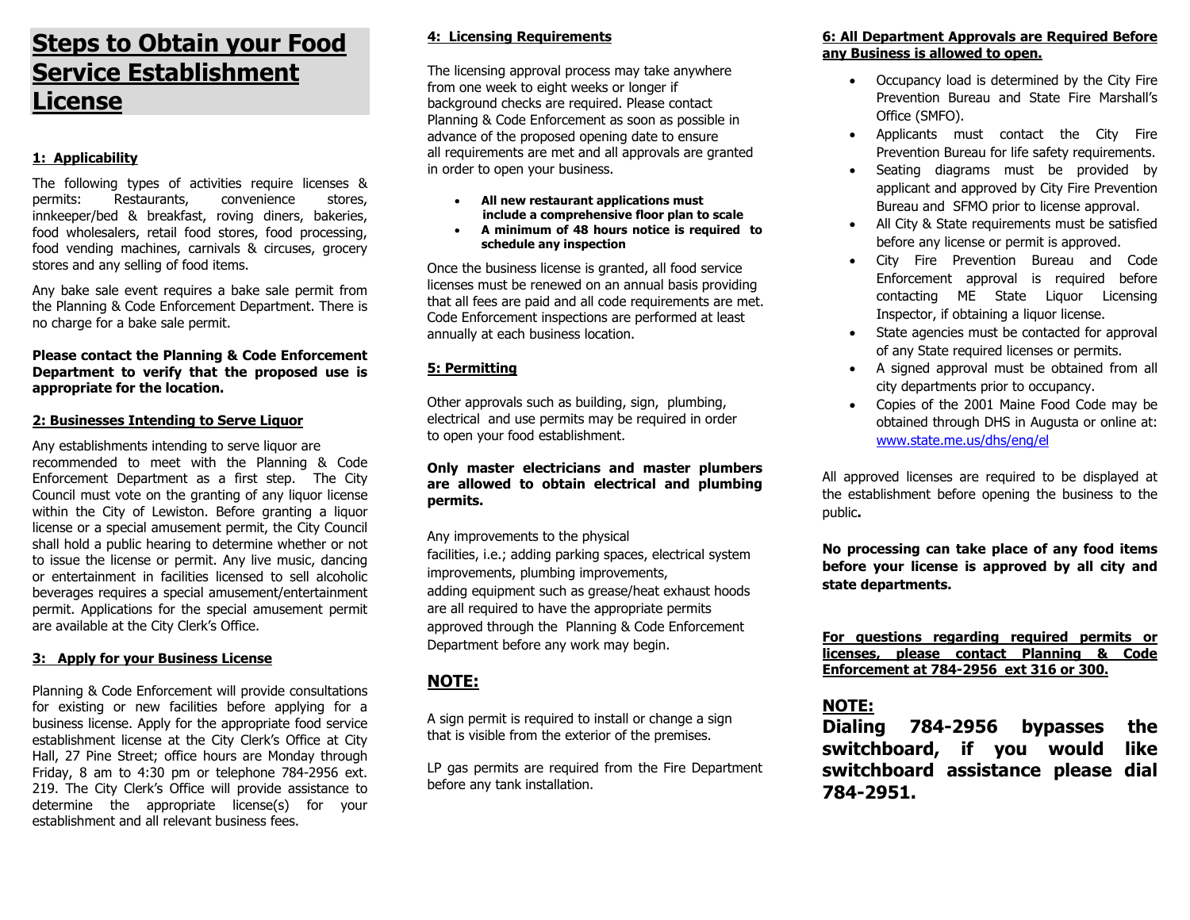# Steps to Obtain your Food Service Establishment License

## 1: Applicability

The following types of activities require licenses & permits: Restaurants, convenience stores, innkeeper/bed & breakfast, roving diners, bakeries, food wholesalers, retail food stores, food processing, food vending machines, carnivals & circuses, grocery stores and any selling of food items.

Any bake sale event requires a bake sale permit from the Planning & Code Enforcement Department. There is no charge for a bake sale permit.

**Please contact the Planning & Code Enforcement Department to verify that the proposed use is appropriate for the location.**

## 2: Businesses Intending to Serve Liquor

Any establishments intending to serve liquor are recommended to meet with the Planning & Code Enforcement Department as a first step. The City Council must vote on the granting of any liquor license within the City of Lewiston. Before granting a liquor license or a special amusement permit, the City Council shall hold a public hearing to determine whether or not to issue the license or permit. Any live music, dancing or entertainment in facilities licensed to sell alcoholic beverages requires a special amusement/entertainment permit. Applications for the special amusement permit are available at the City Clerk's Office.

## 3: Apply for your Business License

Planning & Code Enforcement will provide consultations for existing or new facilities before applying for a business license. Apply for the appropriate food service establishment license at the City Clerk's Office at City Hall, 27 Pine Street; office hours are Monday through Friday, 8 am to 4:30 pm or telephone 784-2956 ext. 219. The City Clerk's Office will provide assistance to determine the appropriate license(s) for your establishment and all relevant business fees.

## 4: Licensing Requirements

The licensing approval process may take anywhere from one week to eight weeks or longer if background checks are required. Please contact Planning & Code Enforcement as soon as possible in advance of the proposed opening date to ensure all requirements are met and all approvals are granted in order to open your business.

- **All new restaurant applications must include a comprehensive floor plan to scale**
- **A minimum of 48 hours notice is required to schedule any inspection**

Once the business license is granted, all food service licenses must be renewed on an annual basis providing that all fees are paid and all code requirements are met. Code Enforcement inspections are performed at least annually at each business location.

## 5: Permitting

Other approvals such as building, sign, plumbing, electrical and use permits may be required in order to open your food establishment.

**Only master electricians and master plumbers are allowed to obtain electrical and plumbing permits.**

Any improvements to the physical facilities, i.e.; adding parking spaces, electrical system improvements, plumbing improvements, adding equipment such as grease/heat exhaust hoods are all required to have the appropriate permits approved through the Planning & Code Enforcement Department before any work may begin.

## NOTE:

A sign permit is required to install or change a sign that is visible from the exterior of the premises.

LP gas permits are required from the Fire Department before any tank installation.

## 6: All Department Approvals are Required Before any Business is allowed to open.

- Occupancy load is determined by the City Fire Prevention Bureau and State Fire Marshall's Office (SMFO).
- Applicants must contact the City Fire Prevention Bureau for life safety requirements.
- Seating diagrams must be provided by applicant and approved by City Fire Prevention Bureau and SFMO prior to license approval.
- All City & State requirements must be satisfied before any license or permit is approved.
- City Fire Prevention Bureau and Code Enforcement approval is required before contacting ME State Liquor Licensing Inspector, if obtaining a liquor license.
- State agencies must be contacted for approval of any State required licenses or permits.
- A signed approval must be obtained from all city departments prior to occupancy.
- Copies of the 2001 Maine Food Code may be obtained through DHS in Augusta or online at: www.state.me.us/dhs/eng/el

All approved licenses are required to be displayed at the establishment before opening the business to the public**.**

**No processing can take place of any food items before your license is approved by all city and state departments.**

**For questions regarding required permits or licenses, please contact Planning & Code Enforcement at 784-2956 ext 316 or 300.**

## NOTE:

**Dialing 784-2956 bypasses the switchboard, if you would like switchboard assistance please dial 784-2951.**